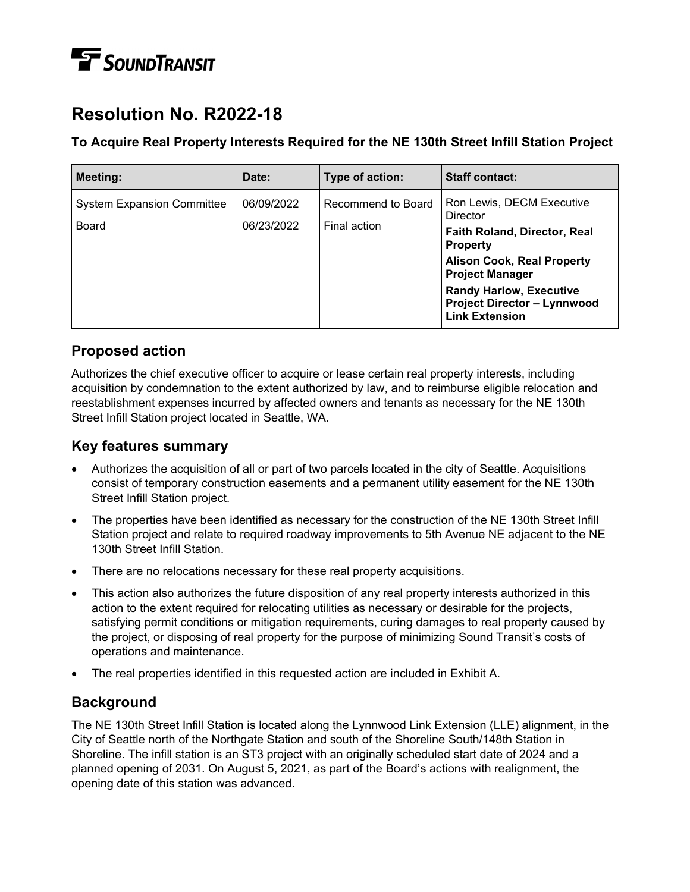# Resolution No. R2022-18

### To Acquire Real Property Interests Required for the NE 130th Street Infill Station Project

| Meeting: | Date: | Type of action: | Staff contact: |
|---|---|---|---|
| System Expansion Committee<br>Board | 06/09/2022<br>06/23/2022 | Recommend to Board<br>Final action | Ron Lewis, DECM Executive Director<br>**Faith Roland, Director, Real Property**<br>**Alison Cook, Real Property Project Manager**<br>**Randy Harlow, Executive Project Director – Lynnwood Link Extension** |

## Proposed action

Authorizes the chief executive officer to acquire or lease certain real property interests, including acquisition by condemnation to the extent authorized by law, and to reimburse eligible relocation and reestablishment expenses incurred by affected owners and tenants as necessary for the NE 130th Street Infill Station project located in Seattle, WA.

## Key features summary

- Authorizes the acquisition of all or part of two parcels located in the city of Seattle. Acquisitions consist of temporary construction easements and a permanent utility easement for the NE 130th Street Infill Station project.
- The properties have been identified as necessary for the construction of the NE 130th Street Infill Station project and relate to required roadway improvements to 5th Avenue NE adjacent to the NE 130th Street Infill Station.
- There are no relocations necessary for these real property acquisitions.
- This action also authorizes the future disposition of any real property interests authorized in this action to the extent required for relocating utilities as necessary or desirable for the projects, satisfying permit conditions or mitigation requirements, curing damages to real property caused by the project, or disposing of real property for the purpose of minimizing Sound Transit's costs of operations and maintenance.
- The real properties identified in this requested action are included in Exhibit A.

## Background

The NE 130th Street Infill Station is located along the Lynnwood Link Extension (LLE) alignment, in the City of Seattle north of the Northgate Station and south of the Shoreline South/148th Station in Shoreline. The infill station is an ST3 project with an originally scheduled start date of 2024 and a planned opening of 2031. On August 5, 2021, as part of the Board's actions with realignment, the opening date of this station was advanced.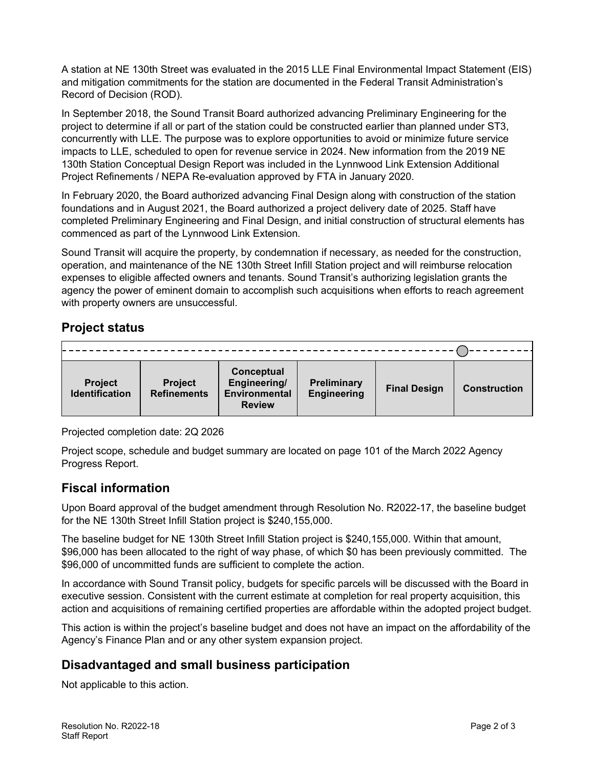A station at NE 130th Street was evaluated in the 2015 LLE Final Environmental Impact Statement (EIS) and mitigation commitments for the station are documented in the Federal Transit Administration's Record of Decision (ROD).

In September 2018, the Sound Transit Board authorized advancing Preliminary Engineering for the project to determine if all or part of the station could be constructed earlier than planned under ST3, concurrently with LLE. The purpose was to explore opportunities to avoid or minimize future service impacts to LLE, scheduled to open for revenue service in 2024. New information from the 2019 NE 130th Station Conceptual Design Report was included in the Lynnwood Link Extension Additional Project Refinements / NEPA Re-evaluation approved by FTA in January 2020.

In February 2020, the Board authorized advancing Final Design along with construction of the station foundations and in August 2021, the Board authorized a project delivery date of 2025. Staff have completed Preliminary Engineering and Final Design, and initial construction of structural elements has commenced as part of the Lynnwood Link Extension.

Sound Transit will acquire the property, by condemnation if necessary, as needed for the construction, operation, and maintenance of the NE 130th Street Infill Station project and will reimburse relocation expenses to eligible affected owners and tenants. Sound Transit's authorizing legislation grants the agency the power of eminent domain to accomplish such acquisitions when efforts to reach agreement with property owners are unsuccessful.

## Project status

| Project Identification | Project Refinements | Conceptual Engineering/ Environmental Review | Preliminary Engineering | Final Design | Construction |
|---|---|---|---|---|---|
| | | | | | ◯ |

Projected completion date: 2Q 2026

Project scope, schedule and budget summary are located on page 101 of the March 2022 Agency Progress Report.

## Fiscal information

Upon Board approval of the budget amendment through Resolution No. R2022-17, the baseline budget for the NE 130th Street Infill Station project is $240,155,000.

The baseline budget for NE 130th Street Infill Station project is $240,155,000. Within that amount, $96,000 has been allocated to the right of way phase, of which $0 has been previously committed. The $96,000 of uncommitted funds are sufficient to complete the action.

In accordance with Sound Transit policy, budgets for specific parcels will be discussed with the Board in executive session. Consistent with the current estimate at completion for real property acquisition, this action and acquisitions of remaining certified properties are affordable within the adopted project budget.

This action is within the project's baseline budget and does not have an impact on the affordability of the Agency's Finance Plan and or any other system expansion project.

## Disadvantaged and small business participation

Not applicable to this action.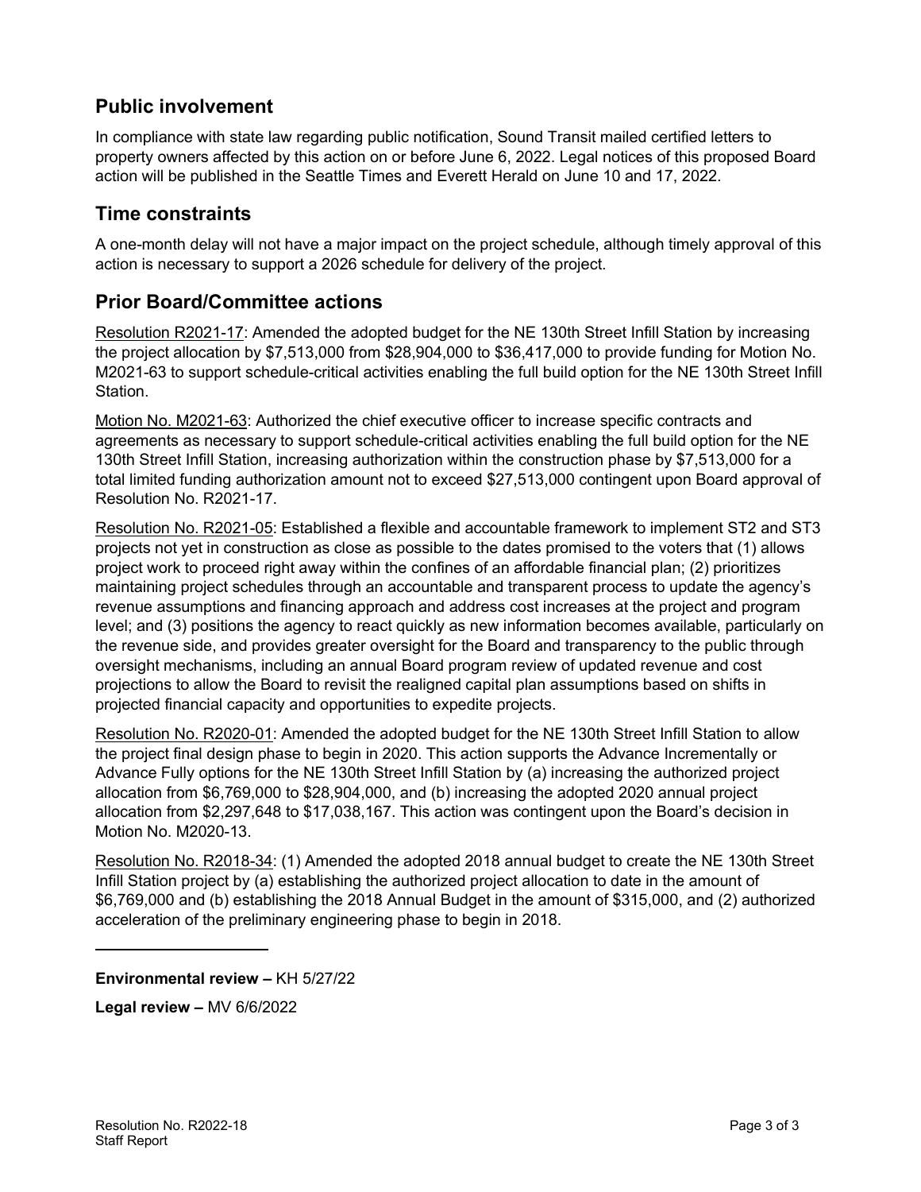## Public involvement

In compliance with state law regarding public notification, Sound Transit mailed certified letters to property owners affected by this action on or before June 6, 2022. Legal notices of this proposed Board action will be published in the Seattle Times and Everett Herald on June 10 and 17, 2022.

## Time constraints

A one-month delay will not have a major impact on the project schedule, although timely approval of this action is necessary to support a 2026 schedule for delivery of the project.

## Prior Board/Committee actions

Resolution R2021-17: Amended the adopted budget for the NE 130th Street Infill Station by increasing the project allocation by $7,513,000 from $28,904,000 to $36,417,000 to provide funding for Motion No. M2021-63 to support schedule-critical activities enabling the full build option for the NE 130th Street Infill Station.

Motion No. M2021-63: Authorized the chief executive officer to increase specific contracts and agreements as necessary to support schedule-critical activities enabling the full build option for the NE 130th Street Infill Station, increasing authorization within the construction phase by $7,513,000 for a total limited funding authorization amount not to exceed $27,513,000 contingent upon Board approval of Resolution No. R2021-17.

Resolution No. R2021-05: Established a flexible and accountable framework to implement ST2 and ST3 projects not yet in construction as close as possible to the dates promised to the voters that (1) allows project work to proceed right away within the confines of an affordable financial plan; (2) prioritizes maintaining project schedules through an accountable and transparent process to update the agency's revenue assumptions and financing approach and address cost increases at the project and program level; and (3) positions the agency to react quickly as new information becomes available, particularly on the revenue side, and provides greater oversight for the Board and transparency to the public through oversight mechanisms, including an annual Board program review of updated revenue and cost projections to allow the Board to revisit the realigned capital plan assumptions based on shifts in projected financial capacity and opportunities to expedite projects.

Resolution No. R2020-01: Amended the adopted budget for the NE 130th Street Infill Station to allow the project final design phase to begin in 2020. This action supports the Advance Incrementally or Advance Fully options for the NE 130th Street Infill Station by (a) increasing the authorized project allocation from $6,769,000 to $28,904,000, and (b) increasing the adopted 2020 annual project allocation from $2,297,648 to $17,038,167. This action was contingent upon the Board's decision in Motion No. M2020-13.

Resolution No. R2018-34: (1) Amended the adopted 2018 annual budget to create the NE 130th Street Infill Station project by (a) establishing the authorized project allocation to date in the amount of $6,769,000 and (b) establishing the 2018 Annual Budget in the amount of $315,000, and (2) authorized acceleration of the preliminary engineering phase to begin in 2018.

---

**Environmental review –** KH 5/27/22

**Legal review –** MV 6/6/2022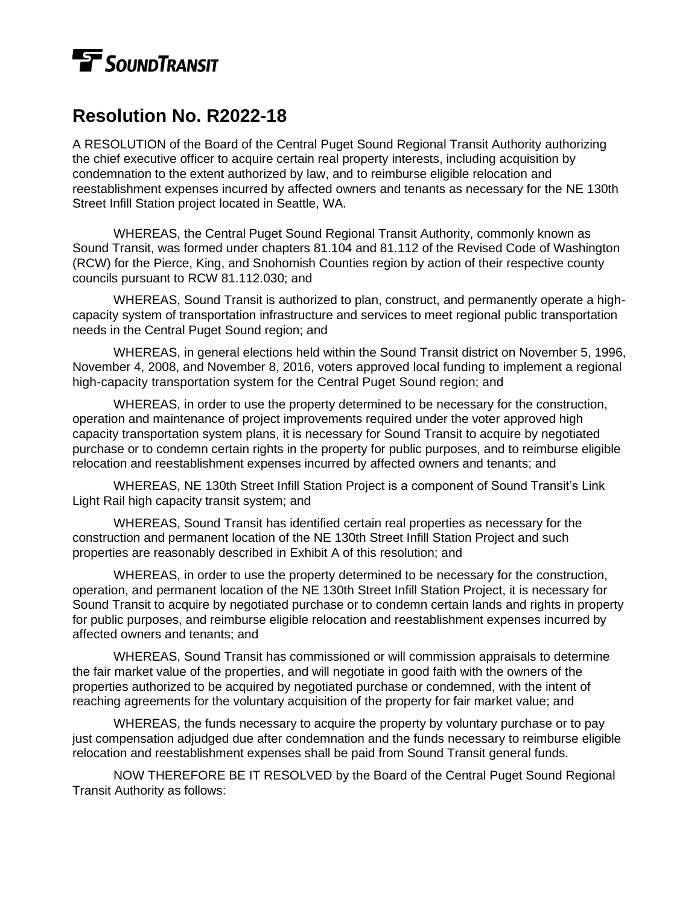# Resolution No. R2022-18

A RESOLUTION of the Board of the Central Puget Sound Regional Transit Authority authorizing the chief executive officer to acquire certain real property interests, including acquisition by condemnation to the extent authorized by law, and to reimburse eligible relocation and reestablishment expenses incurred by affected owners and tenants as necessary for the NE 130th Street Infill Station project located in Seattle, WA.

WHEREAS, the Central Puget Sound Regional Transit Authority, commonly known as Sound Transit, was formed under chapters 81.104 and 81.112 of the Revised Code of Washington (RCW) for the Pierce, King, and Snohomish Counties region by action of their respective county councils pursuant to RCW 81.112.030; and

WHEREAS, Sound Transit is authorized to plan, construct, and permanently operate a high-capacity system of transportation infrastructure and services to meet regional public transportation needs in the Central Puget Sound region; and

WHEREAS, in general elections held within the Sound Transit district on November 5, 1996, November 4, 2008, and November 8, 2016, voters approved local funding to implement a regional high-capacity transportation system for the Central Puget Sound region; and

WHEREAS, in order to use the property determined to be necessary for the construction, operation and maintenance of project improvements required under the voter approved high capacity transportation system plans, it is necessary for Sound Transit to acquire by negotiated purchase or to condemn certain rights in the property for public purposes, and to reimburse eligible relocation and reestablishment expenses incurred by affected owners and tenants; and

WHEREAS, NE 130th Street Infill Station Project is a component of Sound Transit's Link Light Rail high capacity transit system; and

WHEREAS, Sound Transit has identified certain real properties as necessary for the construction and permanent location of the NE 130th Street Infill Station Project and such properties are reasonably described in Exhibit A of this resolution; and

WHEREAS, in order to use the property determined to be necessary for the construction, operation, and permanent location of the NE 130th Street Infill Station Project, it is necessary for Sound Transit to acquire by negotiated purchase or to condemn certain lands and rights in property for public purposes, and reimburse eligible relocation and reestablishment expenses incurred by affected owners and tenants; and

WHEREAS, Sound Transit has commissioned or will commission appraisals to determine the fair market value of the properties, and will negotiate in good faith with the owners of the properties authorized to be acquired by negotiated purchase or condemned, with the intent of reaching agreements for the voluntary acquisition of the property for fair market value; and

WHEREAS, the funds necessary to acquire the property by voluntary purchase or to pay just compensation adjudged due after condemnation and the funds necessary to reimburse eligible relocation and reestablishment expenses shall be paid from Sound Transit general funds.

NOW THEREFORE BE IT RESOLVED by the Board of the Central Puget Sound Regional Transit Authority as follows: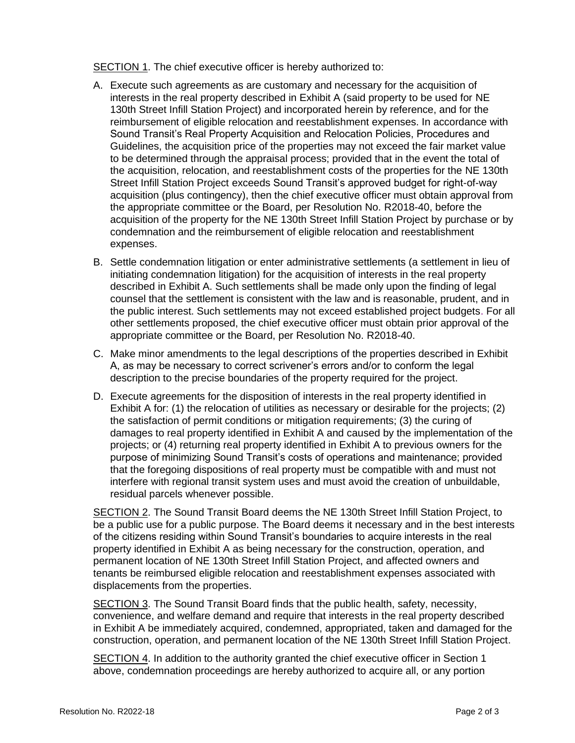SECTION 1. The chief executive officer is hereby authorized to:

A. Execute such agreements as are customary and necessary for the acquisition of interests in the real property described in Exhibit A (said property to be used for NE 130th Street Infill Station Project) and incorporated herein by reference, and for the reimbursement of eligible relocation and reestablishment expenses. In accordance with Sound Transit's Real Property Acquisition and Relocation Policies, Procedures and Guidelines, the acquisition price of the properties may not exceed the fair market value to be determined through the appraisal process; provided that in the event the total of the acquisition, relocation, and reestablishment costs of the properties for the NE 130th Street Infill Station Project exceeds Sound Transit's approved budget for right-of-way acquisition (plus contingency), then the chief executive officer must obtain approval from the appropriate committee or the Board, per Resolution No. R2018-40, before the acquisition of the property for the NE 130th Street Infill Station Project by purchase or by condemnation and the reimbursement of eligible relocation and reestablishment expenses.

B. Settle condemnation litigation or enter administrative settlements (a settlement in lieu of initiating condemnation litigation) for the acquisition of interests in the real property described in Exhibit A. Such settlements shall be made only upon the finding of legal counsel that the settlement is consistent with the law and is reasonable, prudent, and in the public interest. Such settlements may not exceed established project budgets. For all other settlements proposed, the chief executive officer must obtain prior approval of the appropriate committee or the Board, per Resolution No. R2018-40.

C. Make minor amendments to the legal descriptions of the properties described in Exhibit A, as may be necessary to correct scrivener's errors and/or to conform the legal description to the precise boundaries of the property required for the project.

D. Execute agreements for the disposition of interests in the real property identified in Exhibit A for: (1) the relocation of utilities as necessary or desirable for the projects; (2) the satisfaction of permit conditions or mitigation requirements; (3) the curing of damages to real property identified in Exhibit A and caused by the implementation of the projects; or (4) returning real property identified in Exhibit A to previous owners for the purpose of minimizing Sound Transit's costs of operations and maintenance; provided that the foregoing dispositions of real property must be compatible with and must not interfere with regional transit system uses and must avoid the creation of unbuildable, residual parcels whenever possible.

SECTION 2. The Sound Transit Board deems the NE 130th Street Infill Station Project, to be a public use for a public purpose. The Board deems it necessary and in the best interests of the citizens residing within Sound Transit's boundaries to acquire interests in the real property identified in Exhibit A as being necessary for the construction, operation, and permanent location of NE 130th Street Infill Station Project, and affected owners and tenants be reimbursed eligible relocation and reestablishment expenses associated with displacements from the properties.

SECTION 3. The Sound Transit Board finds that the public health, safety, necessity, convenience, and welfare demand and require that interests in the real property described in Exhibit A be immediately acquired, condemned, appropriated, taken and damaged for the construction, operation, and permanent location of the NE 130th Street Infill Station Project.

SECTION 4. In addition to the authority granted the chief executive officer in Section 1 above, condemnation proceedings are hereby authorized to acquire all, or any portion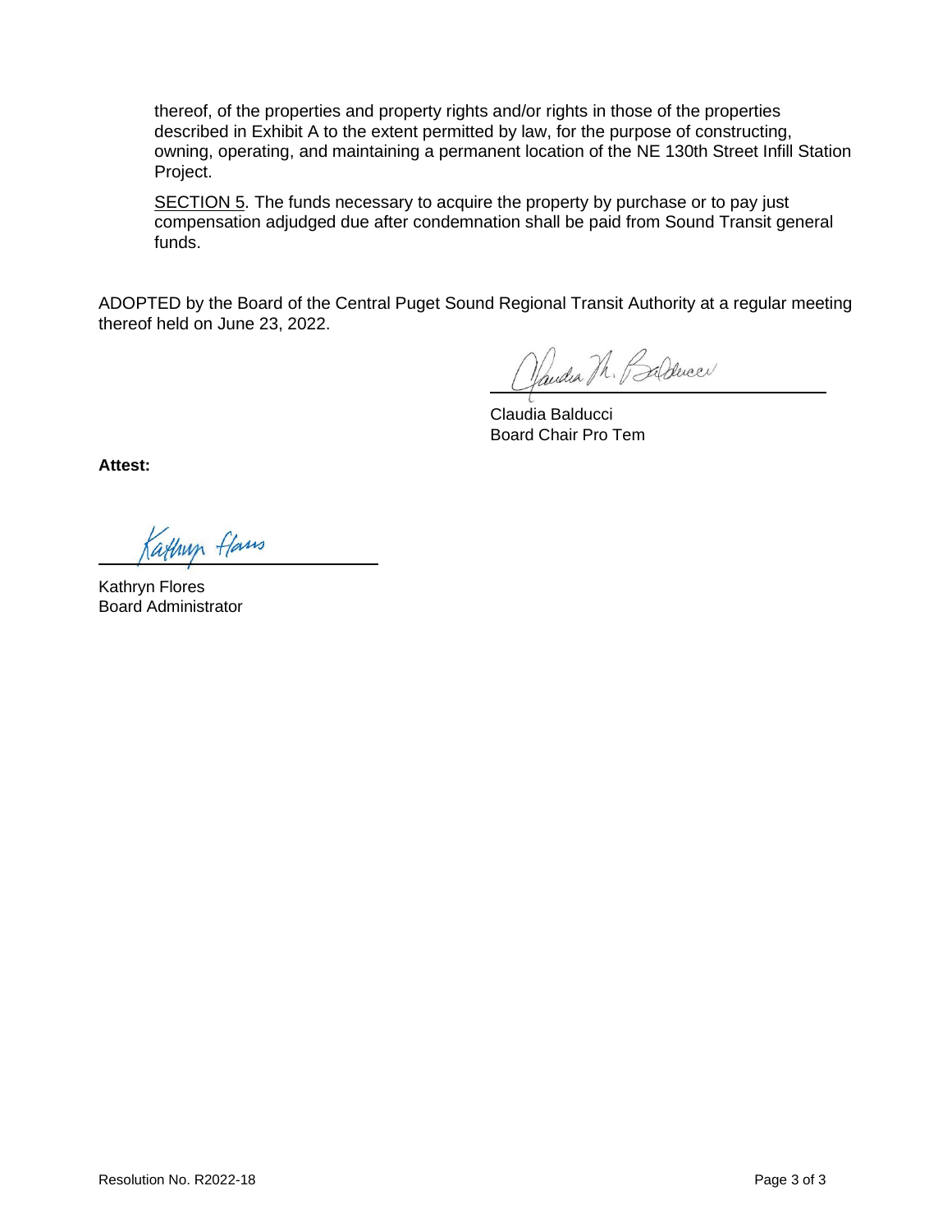thereof, of the properties and property rights and/or rights in those of the properties described in Exhibit A to the extent permitted by law, for the purpose of constructing, owning, operating, and maintaining a permanent location of the NE 130th Street Infill Station Project.

SECTION 5. The funds necessary to acquire the property by purchase or to pay just compensation adjudged due after condemnation shall be paid from Sound Transit general funds.

ADOPTED by the Board of the Central Puget Sound Regional Transit Authority at a regular meeting thereof held on June 23, 2022.

Claudia Balducci
Board Chair Pro Tem

**Attest:**

Kathryn Flores
Board Administrator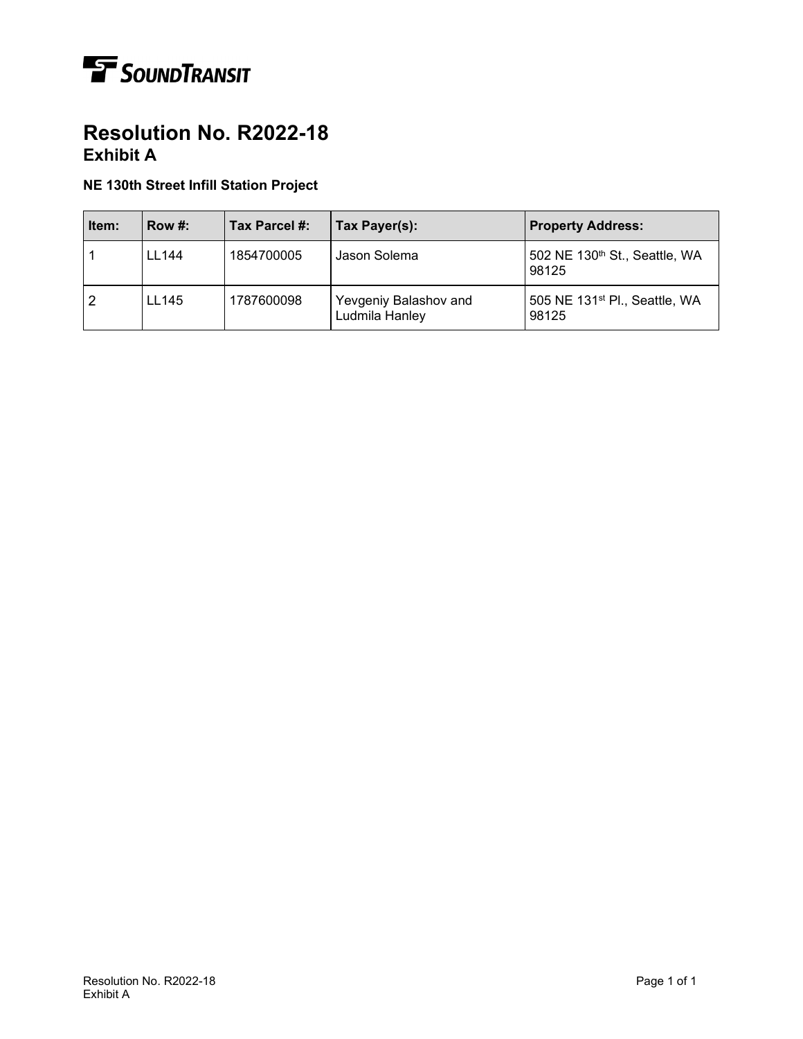SoundTransit

# Resolution No. R2022-18
## Exhibit A

**NE 130th Street Infill Station Project**

| Item: | Row #: | Tax Parcel #: | Tax Payer(s): | Property Address: |
|---|---|---|---|---|
| 1 | LL144 | 1854700005 | Jason Solema | 502 NE 130th St., Seattle, WA 98125 |
| 2 | LL145 | 1787600098 | Yevgeniy Balashov and Ludmila Hanley | 505 NE 131st Pl., Seattle, WA 98125 |